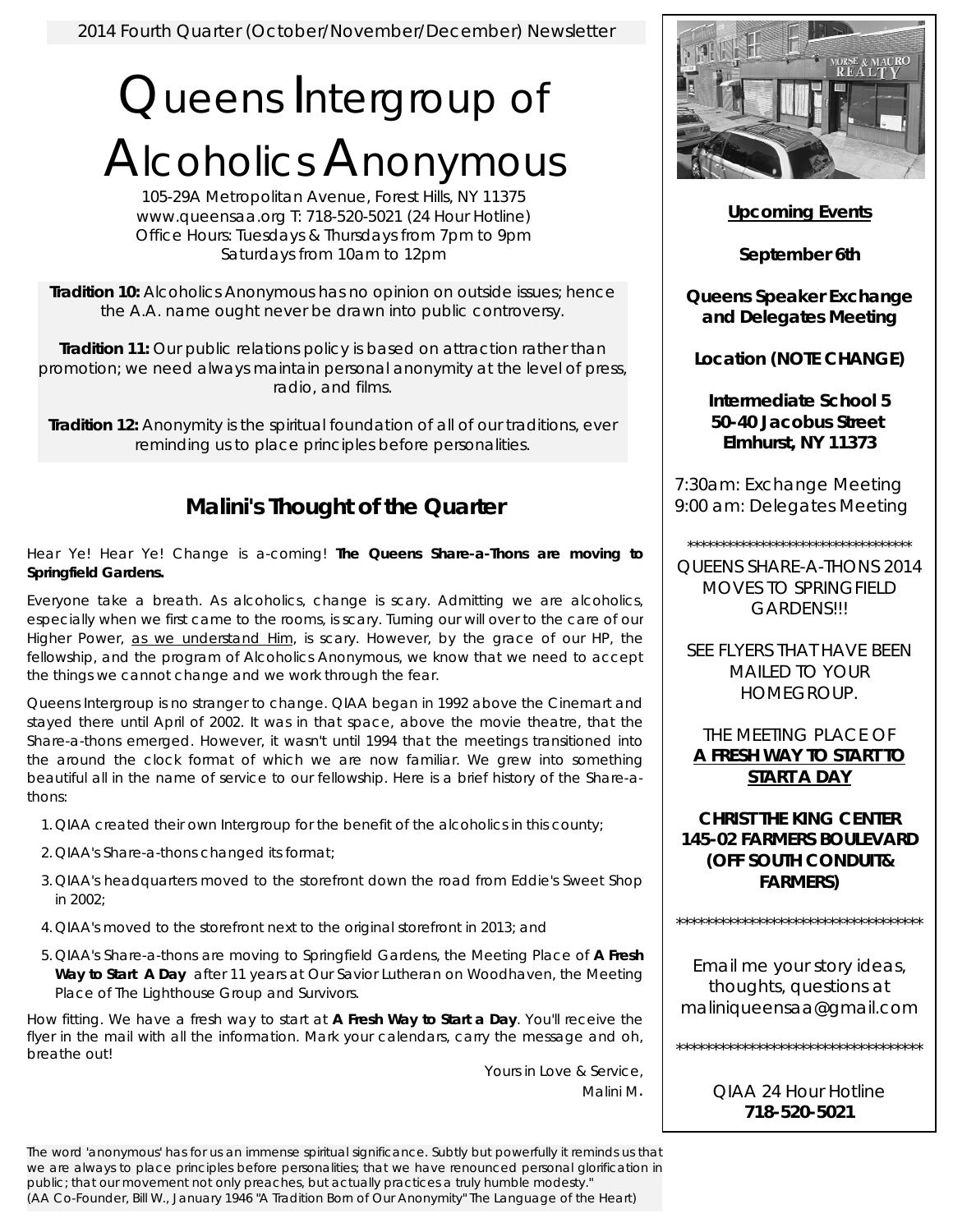2014 Fourth Quarter (October/November/December) Newsletter

# Queens Intergroup of Alcoholics Anonymous

105-29A Metropolitan Avenue, Forest Hills, NY 11375
www.queensaa.org T: 718-520-5021 (24 Hour Hotline)
Office Hours: Tuesdays & Thursdays from 7pm to 9pm
Saturdays from 10am to 12pm

**Tradition 10:** Alcoholics Anonymous has no opinion on outside issues; hence the A.A. name ought never be drawn into public controversy.

**Tradition 11:** Our public relations policy is based on attraction rather than promotion; we need always maintain personal anonymity at the level of press, radio, and films.

**Tradition 12:** Anonymity is the spiritual foundation of all of our traditions, ever reminding us to place principles before personalities.

## Malini's Thought of the Quarter

Hear Ye! Hear Ye! Change is a-coming! **The Queens Share-a-Thons are moving to Springfield Gardens.**

Everyone take a breath. As alcoholics, change is scary. Admitting we are alcoholics, especially when we first came to the rooms, is scary. Turning our will over to the care of our Higher Power, as we understand Him, is scary. However, by the grace of our HP, the fellowship, and the program of Alcoholics Anonymous, we know that we need to accept the things we cannot change and we work through the fear.

Queens Intergroup is no stranger to change. QIAA began in 1992 above the Cinemart and stayed there until April of 2002. It was in that space, above the movie theatre, that the Share-a-thons emerged. However, it wasn't until 1994 that the meetings transitioned into the around the clock format of which we are now familiar. We grew into something beautiful all in the name of service to our fellowship. Here is a brief history of the Share-a-thons:

1. QIAA created their own Intergroup for the benefit of the alcoholics in this county;
2. QIAA's Share-a-thons changed its format;
3. QIAA's headquarters moved to the storefront down the road from Eddie's Sweet Shop in 2002;
4. QIAA's moved to the storefront next to the original storefront in 2013; and
5. QIAA's Share-a-thons are moving to Springfield Gardens, the Meeting Place of **A Fresh Way to Start A Day** after 11 years at Our Savior Lutheran on Woodhaven, the Meeting Place of The Lighthouse Group and Survivors.

How fitting. We have a fresh way to start at **A Fresh Way to Start a Day**. You'll receive the flyer in the mail with all the information. Mark your calendars, carry the message and oh, breathe out!

Yours in Love & Service,
Malini M.

The word 'anonymous' has for us an immense spiritual significance. Subtly but powerfully it reminds us that we are always to place principles before personalities; that we have renounced personal glorification in public; that our movement not only preaches, but actually practices a truly humble modesty."
(AA Co-Founder, Bill W., January 1946 "A Tradition Born of Our Anonymity" The Language of the Heart)

**Upcoming Events**

**September 6th**

**Queens Speaker Exchange and Delegates Meeting**

**Location (NOTE CHANGE)**

**Intermediate School 5**
**50-40 Jacobus Street**
**Elmhurst, NY 11373**

7:30am: Exchange Meeting
9:00 am: Delegates Meeting

***********************************

QUEENS SHARE-A-THONS 2014 MOVES TO SPRINGFIELD GARDENS!!!

SEE FLYERS THAT HAVE BEEN MAILED TO YOUR HOMEGROUP.

THE MEETING PLACE OF **A FRESH WAY TO START TO START A DAY**

**CHRIST THE KING CENTER**
**145-02 FARMERS BOULEVARD**
**(OFF SOUTH CONDUIT & FARMERS)**

***********************************

Email me your story ideas, thoughts, questions at maliniqueensaa@gmail.com

***********************************

QIAA 24 Hour Hotline
**718-520-5021**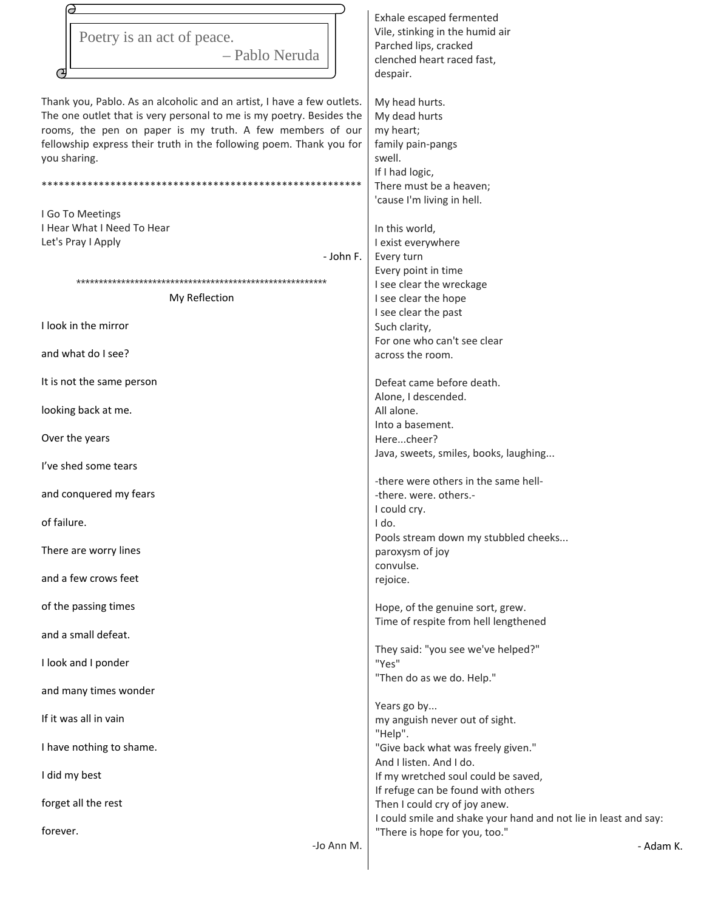> Poetry is an act of peace.
> – Pablo Neruda

Thank you, Pablo. As an alcoholic and an artist, I have a few outlets. The one outlet that is very personal to me is my poetry. Besides the rooms, the pen on paper is my truth. A few members of our fellowship express their truth in the following poem. Thank you for you sharing.

********************************************************

I Go To Meetings
I Hear What I Need To Hear
Let's Pray I Apply

- John F.

*************************************************************

My Reflection

I look in the mirror

and what do I see?

It is not the same person

looking back at me.

Over the years

I've shed some tears

and conquered my fears

of failure.

There are worry lines

and a few crows feet

of the passing times

and a small defeat.

I look and I ponder

and many times wonder

If it was all in vain

I have nothing to shame.

I did my best

forget all the rest

forever.

-Jo Ann M.

Exhale escaped fermented
Vile, stinking in the humid air
Parched lips, cracked
clenched heart raced fast,
despair.

My head hurts.
My dead hurts
my heart;
family pain-pangs
swell.
If I had logic,
There must be a heaven;
'cause I'm living in hell.

In this world,
I exist everywhere
Every turn
Every point in time
I see clear the wreckage
I see clear the hope
I see clear the past
Such clarity,
For one who can't see clear
across the room.

Defeat came before death.
Alone, I descended.
All alone.
Into a basement.
Here...cheer?
Java, sweets, smiles, books, laughing...

-there were others in the same hell-
-there. were. others.-
I could cry.
I do.
Pools stream down my stubbled cheeks...
paroxysm of joy
convulse.
rejoice.

Hope, of the genuine sort, grew.
Time of respite from hell lengthened

They said: "you see we've helped?"
"Yes"
"Then do as we do. Help."

Years go by...
my anguish never out of sight.
"Help".
"Give back what was freely given."
And I listen. And I do.
If my wretched soul could be saved,
If refuge can be found with others
Then I could cry of joy anew.
I could smile and shake your hand and not lie in least and say:
"There is hope for you, too."

- Adam K.